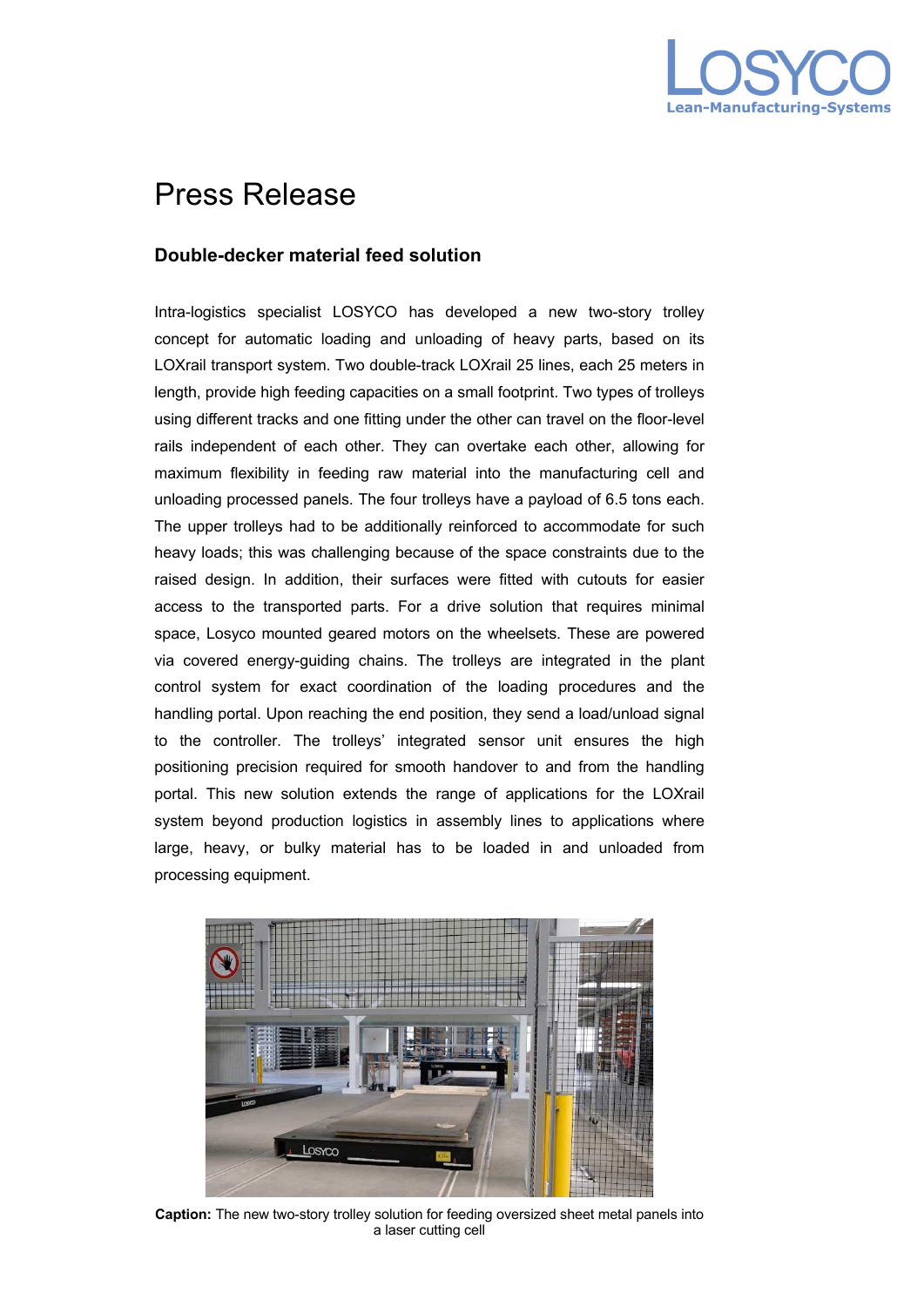# Press Release

## Double-decker material feed solution

Intra-logistics specialist LOSYCO has developed a new two-story trolley concept for automatic loading and unloading of heavy parts, based on its LOXrail transport system. Two double-track LOXrail 25 lines, each 25 meters in length, provide high feeding capacities on a small footprint. Two types of trolleys using different tracks and one fitting under the other can travel on the floor-level rails independent of each other. They can overtake each other, allowing for maximum flexibility in feeding raw material into the manufacturing cell and unloading processed panels. The four trolleys have a payload of 6.5 tons each. The upper trolleys had to be additionally reinforced to accommodate for such heavy loads; this was challenging because of the space constraints due to the raised design. In addition, their surfaces were fitted with cutouts for easier access to the transported parts. For a drive solution that requires minimal space, Losyco mounted geared motors on the wheelsets. These are powered via covered energy-guiding chains. The trolleys are integrated in the plant control system for exact coordination of the loading procedures and the handling portal. Upon reaching the end position, they send a load/unload signal to the controller. The trolleys' integrated sensor unit ensures the high positioning precision required for smooth handover to and from the handling portal. This new solution extends the range of applications for the LOXrail system beyond production logistics in assembly lines to applications where large, heavy, or bulky material has to be loaded in and unloaded from processing equipment.

**Caption:** The new two-story trolley solution for feeding oversized sheet metal panels into a laser cutting cell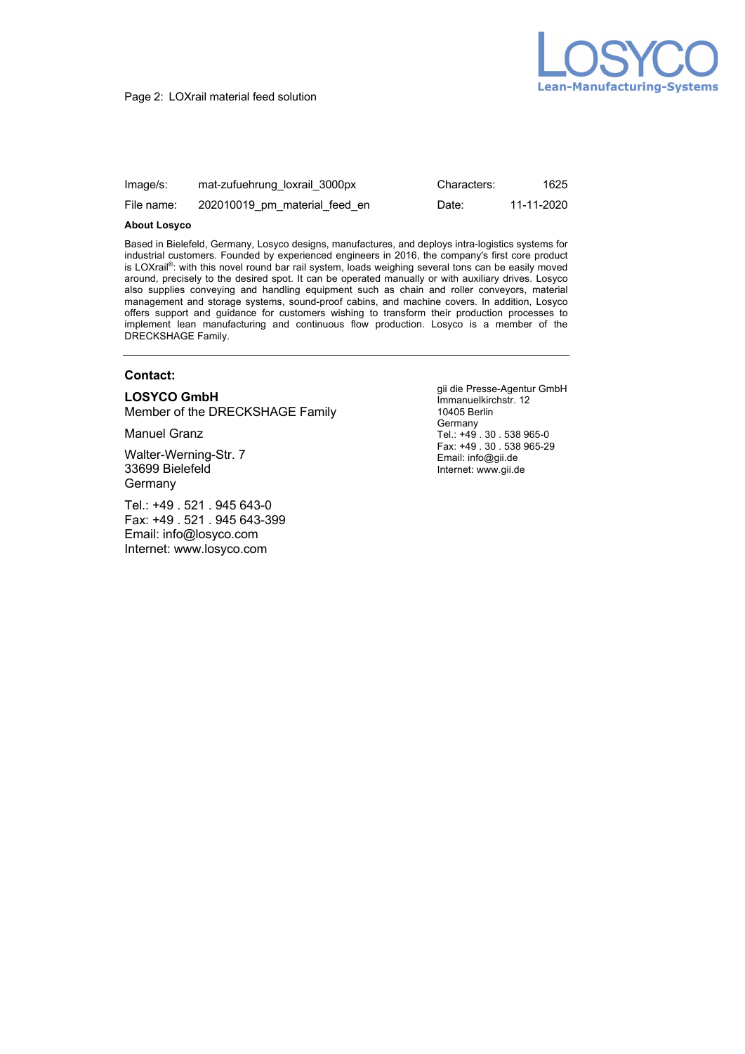Page 2: LOXrail material feed solution

| | | | |
|---|---|---|---|
| Image/s: | mat-zufuehrung_loxrail_3000px | Characters: | 1625 |
| File name: | 202010019_pm_material_feed_en | Date: | 11-11-2020 |

**About Losyco**

Based in Bielefeld, Germany, Losyco designs, manufactures, and deploys intra-logistics systems for industrial customers. Founded by experienced engineers in 2016, the company's first core product is LOXrail®: with this novel round bar rail system, loads weighing several tons can be easily moved around, precisely to the desired spot. It can be operated manually or with auxiliary drives. Losyco also supplies conveying and handling equipment such as chain and roller conveyors, material management and storage systems, sound-proof cabins, and machine covers. In addition, Losyco offers support and guidance for customers wishing to transform their production processes to implement lean manufacturing and continuous flow production. Losyco is a member of the DRECKSHAGE Family.

---

**Contact:**

**LOSYCO GmbH**
Member of the DRECKSHAGE Family

Manuel Granz

Walter-Werning-Str. 7
33699 Bielefeld
Germany

Tel.: +49 . 521 . 945 643-0
Fax: +49 . 521 . 945 643-399
Email: info@losyco.com
Internet: www.losyco.com

gii die Presse-Agentur GmbH
Immanuelkirchstr. 12
10405 Berlin
Germany
Tel.: +49 . 30 . 538 965-0
Fax: +49 . 30 . 538 965-29
Email: info@gii.de
Internet: www.gii.de